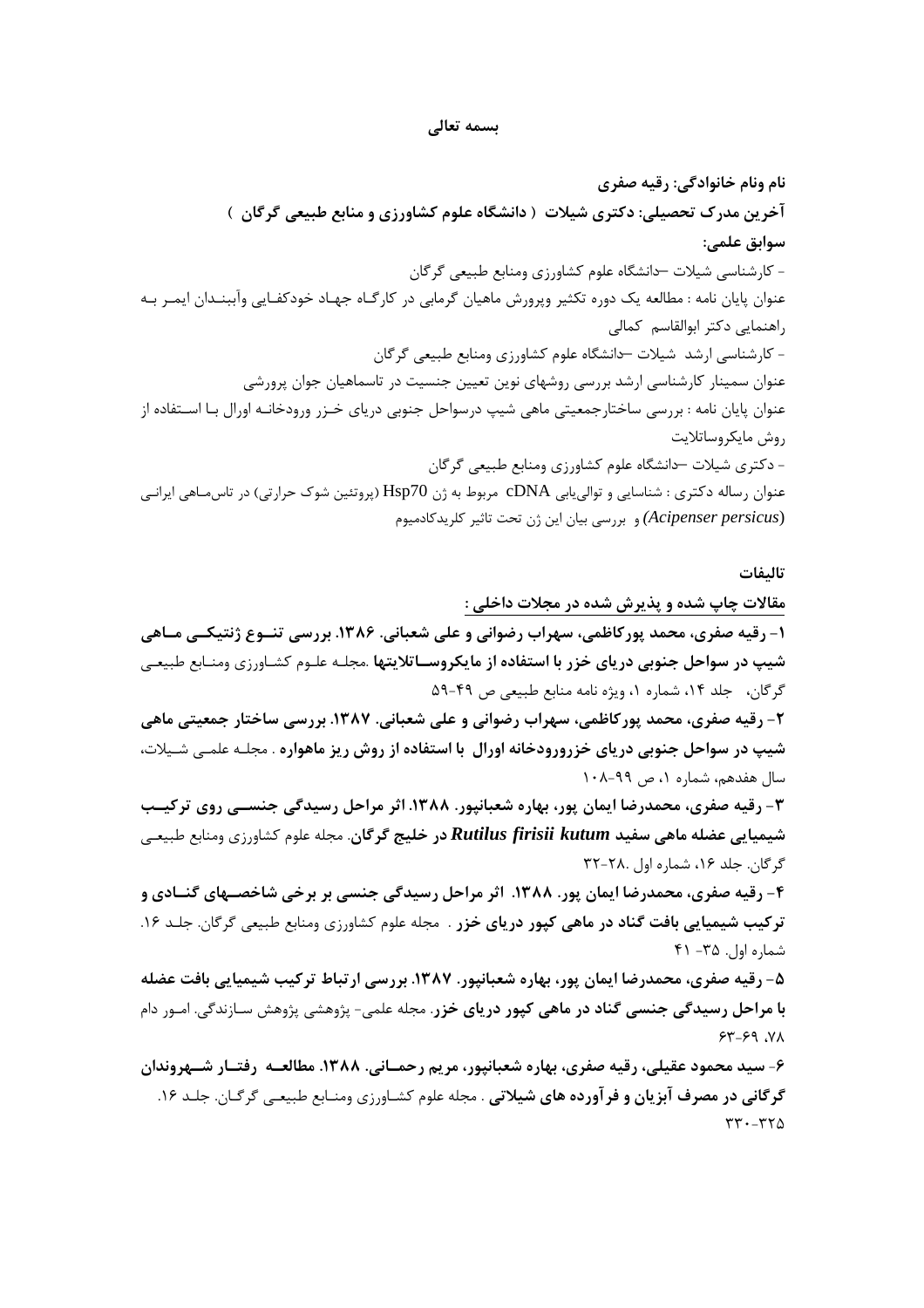**بسمه تعالی**

**نام ونام خانوادگی: رقیه صفری**

**آخرین مدرک تحصیلی: دکتری شیلات ( دانشگاه علوم کشاورزی و منابع طبیعی گرگان )**

**سوابق علمی:**

- کارشناسی شیلات –دانشگاه علوم کشاورزی ومنابع طبیعی گرگان

عنوان پایان نامه : مطالعه یک دوره تکثیر وپرورش ماهیان گرمابی در کارگاه جهاد خودکفایی وآببندان ایمر به راهنمایی دکتر ابوالقاسم کمالی

- کارشناسی ارشد شیلات –دانشگاه علوم کشاورزی ومنابع طبیعی گرگان

عنوان سمینار کارشناسی ارشد بررسی روشهای نوین تعیین جنسیت در تاسماهیان جوان پرورشی

عنوان پایان نامه : بررسی ساختارجمعیتی ماهی شیپ درسواحل جنوبی دریای خزر ورودخانه اورال با استفاده از روش مایکروساتلایت

- دکتری شیلات –دانشگاه علوم کشاورزی ومنابع طبیعی گرگان

عنوان رساله دکتری : شناسایی و توالی‌یابی cDNA مربوط به ژن Hsp70 (پروتئین شوک حرارتی) در تاس‌ماهی ایرانی (*Acipenser persicus*) و بررسی بیان این ژن تحت تاثیر کلریدکادمیوم

**تالیفات**

**مقالات چاپ شده و پذیرش شده در مجلات داخلی :**

**۱- رقیه صفری، محمد پورکاظمی، سهراب رضوانی و علی شعبانی. ۱۳۸۶. بررسی تنوع ژنتیکی ماهی شیپ در سواحل جنوبی دریای خزر با استفاده از مایکروساتلایتها** .مجله علوم کشاورزی ومنابع طبیعی گرگان، جلد ۱۴، شماره ۱، ویژه نامه منابع طبیعی ص ۴۹-۵۹

**۲- رقیه صفری، محمد پورکاظمی، سهراب رضوانی و علی شعبانی. ۱۳۸۷. بررسی ساختار جمعیتی ماهی شیپ در سواحل جنوبی دریای خزرورودخانه اورال با استفاده از روش ریز ماهواره** . مجله علمی شیلات، سال هفدهم، شماره ۱، ص ۹۹-۱۰۸

**۳- رقیه صفری، محمدرضا ایمان پور، بهاره شعبانپور. ۱۳۸۸. اثر مراحل رسیدگی جنسی روی ترکیب شیمیایی عضله ماهی سفید *Rutilus firisii kutum* در خلیج گرگان**. مجله علوم کشاورزی ومنابع طبیعی گرگان. جلد ۱۶، شماره اول .۲۸-۳۲

**۴- رقیه صفری، محمدرضا ایمان پور. ۱۳۸۸. اثر مراحل رسیدگی جنسی بر برخی شاخصهای گنادی و ترکیب شیمیایی بافت گناد در ماهی کپور دریای خزر** . مجله علوم کشاورزی ومنابع طبیعی گرگان. جلد ۱۶. شماره اول. ۳۵- ۴۱

**۵- رقیه صفری، محمدرضا ایمان پور، بهاره شعبانپور. ۱۳۸۷. بررسی ارتباط ترکیب شیمیایی بافت عضله با مراحل رسیدگی جنسی گناد در ماهی کپور دریای خزر**. مجله علمی- پژوهشی پژوهش سازندگی. امور دام ۷۸، ۶۹-۶۳

**۶- سید محمود عقیلی، رقیه صفری، بهاره شعبانپور، مریم رحمانی. ۱۳۸۸. مطالعه رفتار شهروندان گرگانی در مصرف آبزیان و فرآورده های شیلاتی** . مجله علوم کشاورزی ومنابع طبیعی گرگان. جلد ۱۶. ۳۲۵-۳۳۰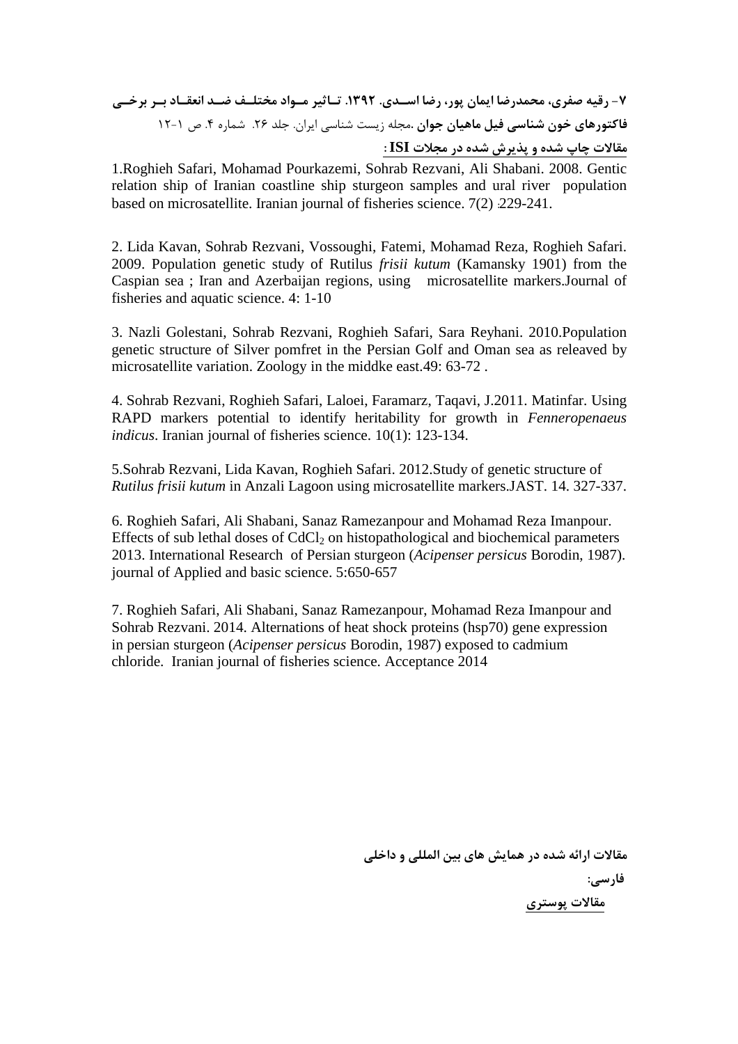۷- رقیه صفری، محمدرضا ایمان پور، رضا اسدی. ۱۳۹۲. تاثیر مواد مختلف ضد انعقاد بر برخی فاکتورهای خون شناسی فیل ماهیان جوان .مجله زیست شناسی ایران. جلد ۲۶. شماره ۴. ص ۱-۱۲

**<u>مقالات چاپ شده و پذیرش شده در مجلات ISI :</u>**

1.Roghieh Safari, Mohamad Pourkazemi, Sohrab Rezvani, Ali Shabani. 2008. Gentic relation ship of Iranian coastline ship sturgeon samples and ural river population based on microsatellite. Iranian journal of fisheries science. 7(2) :229-241.

2. Lida Kavan, Sohrab Rezvani, Vossoughi, Fatemi, Mohamad Reza, Roghieh Safari. 2009. Population genetic study of Rutilus *frisii kutum* (Kamansky 1901) from the Caspian sea ; Iran and Azerbaijan regions, using microsatellite markers.Journal of fisheries and aquatic science. 4: 1-10

3. Nazli Golestani, Sohrab Rezvani, Roghieh Safari, Sara Reyhani. 2010.Population genetic structure of Silver pomfret in the Persian Golf and Oman sea as releaved by microsatellite variation. Zoology in the middke east.49: 63-72 .

4. Sohrab Rezvani, Roghieh Safari, Laloei, Faramarz, Taqavi, J.2011. Matinfar. Using RAPD markers potential to identify heritability for growth in *Fenneropenaeus indicus*. Iranian journal of fisheries science. 10(1): 123-134.

5.Sohrab Rezvani, Lida Kavan, Roghieh Safari. 2012.Study of genetic structure of *Rutilus frisii kutum* in Anzali Lagoon using microsatellite markers.JAST. 14. 327-337.

6. Roghieh Safari, Ali Shabani, Sanaz Ramezanpour and Mohamad Reza Imanpour. Effects of sub lethal doses of $CdCl_2$ on histopathological and biochemical parameters 2013. International Research of Persian sturgeon (*Acipenser persicus* Borodin, 1987). journal of Applied and basic science. 5:650-657

7. Roghieh Safari, Ali Shabani, Sanaz Ramezanpour, Mohamad Reza Imanpour and Sohrab Rezvani. 2014. Alternations of heat shock proteins (hsp70) gene expression in persian sturgeon (*Acipenser persicus* Borodin, 1987) exposed to cadmium chloride. Iranian journal of fisheries science. Acceptance 2014

**مقالات ارائه شده در همایش های بین المللی و داخلی**

**فارسی:**

**<u>مقالات پوستری</u>**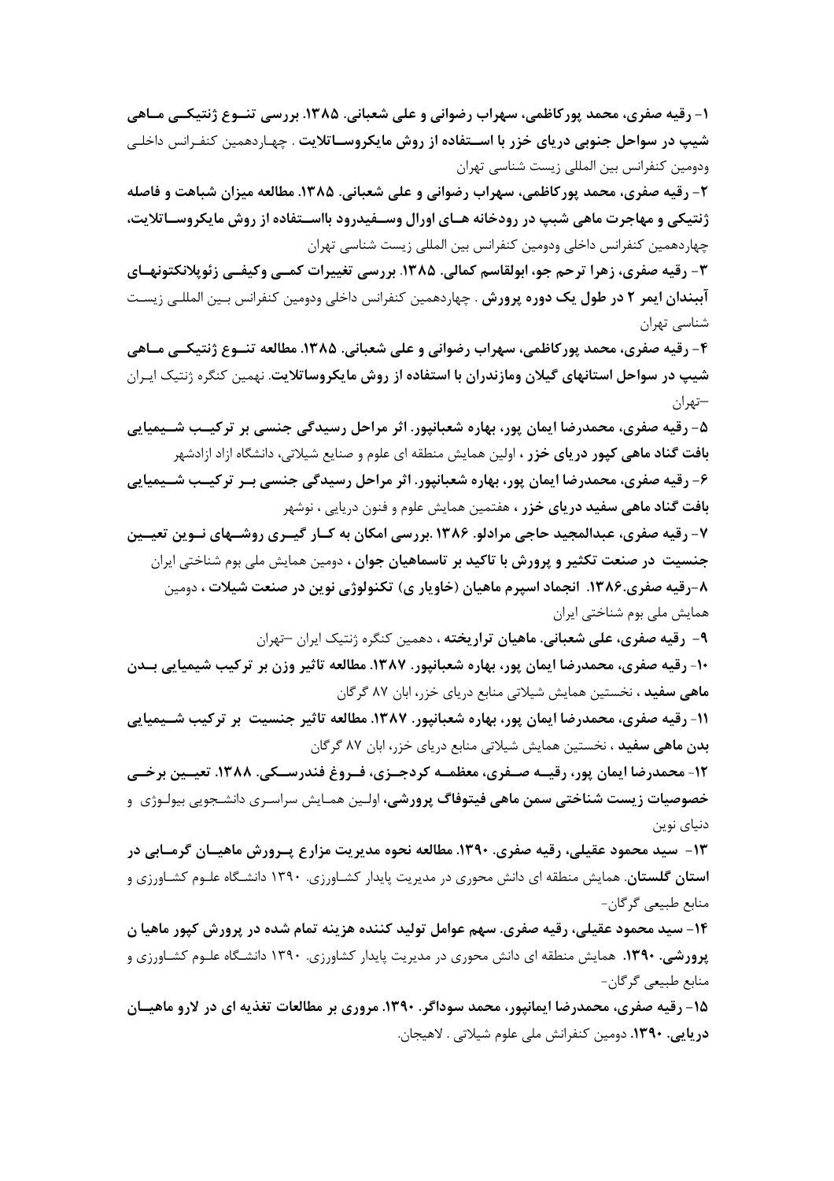۱- **رقیه صفری، محمد پورکاظمی، سهراب رضوانی و علی شعبانی. ۱۳۸۵. بررسی تنوع ژنتیکی ماهی شیپ در سواحل جنوبی دریای خزر با استفاده از روش مایکروساتلایت**. چهاردهمین کنفرانس داخلی ودومین کنفرانس بین المللی زیست شناسی تهران

۲- **رقیه صفری، محمد پورکاظمی، سهراب رضوانی و علی شعبانی. ۱۳۸۵. مطالعه میزان شباهت و فاصله ژنتیکی و مهاجرت ماهی شیپ در رودخانه های اورال وسفیدرود بااستفاده از روش مایکروساتلایت**، چهاردهمین کنفرانس داخلی ودومین کنفرانس بین المللی زیست شناسی تهران

۳- **رقیه صفری، زهرا ترحم جو، ابولقاسم کمالی. ۱۳۸۵. بررسی تغییرات کمی وکیفی زئوپلانکتونهای آببندان ایمر ۲ در طول یک دوره پرورش**. چهاردهمین کنفرانس داخلی ودومین کنفرانس بین المللی زیست شناسی تهران

۴- **رقیه صفری، محمد پورکاظمی، سهراب رضوانی و علی شعبانی. ۱۳۸۵. مطالعه تنوع ژنتیکی ماهی شیپ در سواحل استانهای گیلان ومازندران با استفاده از روش مایکروساتلایت**. نهمین کنگره ژنتیک ایران –تهران

۵- **رقیه صفری، محمدرضا ایمان پور، بهاره شعبانپور. اثر مراحل رسیدگی جنسی بر ترکیب شیمیایی بافت گناد ماهی کپور دریای خزر**، اولین همایش منطقه ای علوم و صنایع شیلاتی، دانشگاه ازاد ازادشهر

۶- **رقیه صفری، محمدرضا ایمان پور، بهاره شعبانپور. اثر مراحل رسیدگی جنسی بر ترکیب شیمیایی بافت گناد ماهی سفید دریای خزر**، هفتمین همایش علوم و فنون دریایی، نوشهر

۷- **رقیه صفری، عبدالمجید حاجی مرادلو. ۱۳۸۶. بررسی امکان به کار گیری روشهای نوین تعیین جنسیت در صنعت تکثیر و پرورش با تاکید بر تاسماهیان جوان**، دومین همایش ملی بوم شناختی ایران

۸-**رقیه صفری.۱۳۸۶. انجماد اسپرم ماهیان (خاویار ی) تکنولوژی نوین در صنعت شیلات**، دومین همایش ملی بوم شناختی ایران

۹- **رقیه صفری، علی شعبانی. ماهیان تراریخته**، دهمین کنگره ژنتیک ایران –تهران

۱۰- **رقیه صفری، محمدرضا ایمان پور، بهاره شعبانپور. ۱۳۸۷. مطالعه تاثیر وزن بر ترکیب شیمیایی بدن ماهی سفید**، نخستین همایش شیلاتی منابع دریای خزر، ابان ۸۷ گرگان

۱۱- **رقیه صفری، محمدرضا ایمان پور، بهاره شعبانپور. ۱۳۸۷. مطالعه تاثیر جنسیت بر ترکیب شیمیایی بدن ماهی سفید**، نخستین همایش شیلاتی منابع دریای خزر، ابان ۸۷ گرگان

۱۲- **محمدرضا ایمان پور، رقیه صفری، معظمه کردجزی، فروغ فندرسکی. ۱۳۸۸. تعیین برخی خصوصیات زیست شناختی سمن ماهی فیتوفاگ پرورشی**، اولین همایش سراسری دانشجویی بیولوژی و دنیای نوین

۱۳- **سید محمود عقیلی، رقیه صفری. ۱۳۹۰. مطالعه نحوه مدیریت مزارع پرورش ماهیان گرمابی در استان گلستان**. همایش منطقه ای دانش محوری در مدیریت پایدار کشاورزی. ۱۳۹۰ دانشگاه علوم کشاورزی و منابع طبیعی گرگان-

۱۴- **سید محمود عقیلی، رقیه صفری. سهم عوامل تولید کننده هزینه تمام شده در پرورش کپور ماهیا ن پرورشی. ۱۳۹۰.** همایش منطقه ای دانش محوری در مدیریت پایدار کشاورزی. ۱۳۹۰ دانشگاه علوم کشاورزی و منابع طبیعی گرگان-

۱۵- **رقیه صفری، محمدرضا ایمانپور، محمد سوداگر. ۱۳۹۰. مروری بر مطالعات تغذیه ای در لارو ماهیان دریایی. ۱۳۹۰.** دومین کنفرانش ملی علوم شیلاتی . لاهیجان.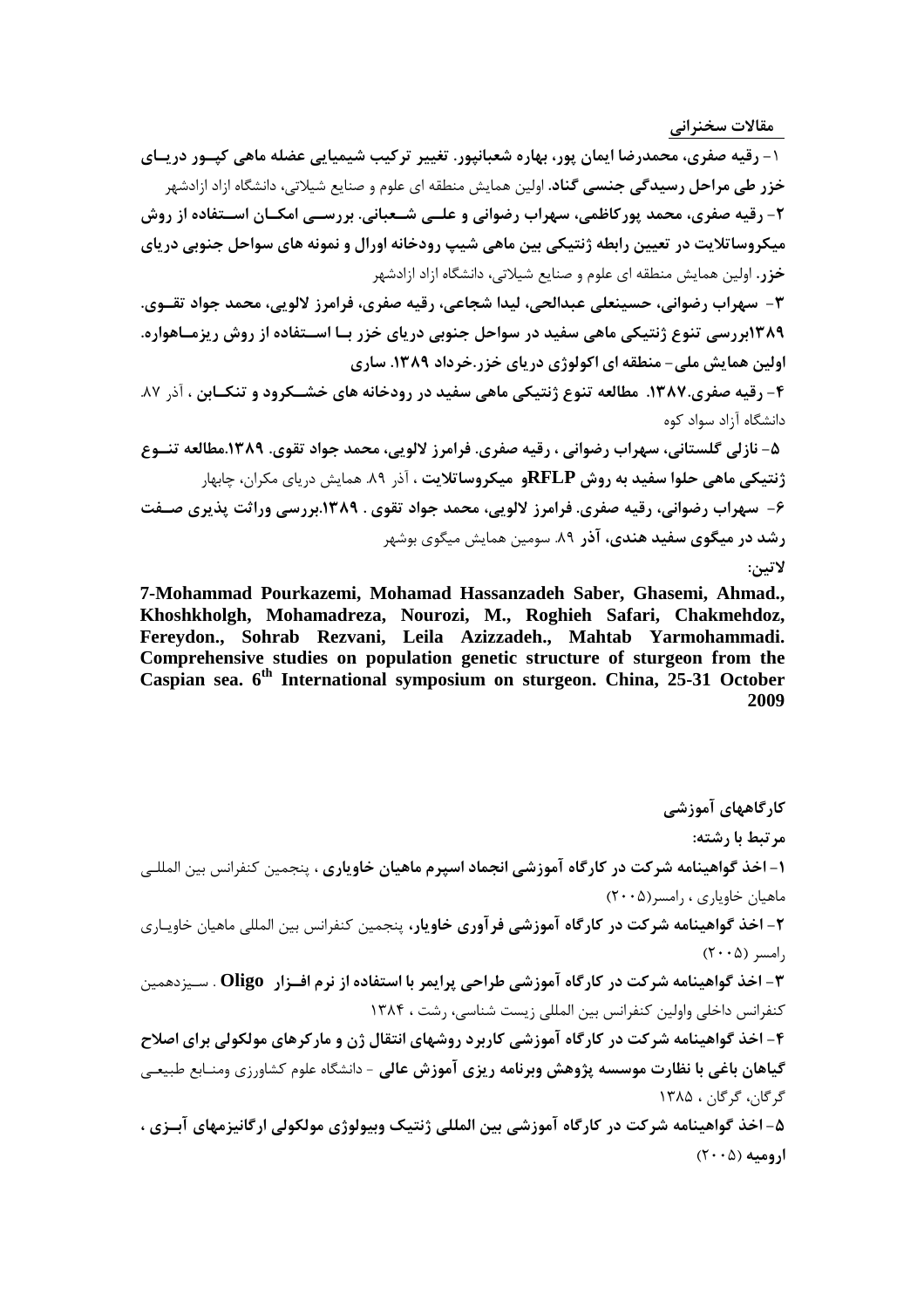**مقالات سخنرانی**

۱- **رقیه صفری، محمدرضا ایمان پور، بهاره شعبانپور. تغییر ترکیب شیمیایی عضله ماهی کپــور دریــای خزر طی مراحل رسیدگی جنسی گناد.** اولین همایش منطقه ای علوم و صنایع شیلاتی، دانشگاه ازاد ازادشهر

۲- **رقیه صفری، محمد پورکاظمی، سهراب رضوانی و علــی شــعبانی. بررســی امکــان اســتفاده از روش میکروساتلایت در تعیین رابطه ژنتیکی بین ماهی شیپ رودخانه اورال و نمونه های سواحل جنوبی دریای خزر.** اولین همایش منطقه ای علوم و صنایع شیلاتی، دانشگاه ازاد ازادشهر

۳- **سهراب رضوانی، حسینعلی عبدالحی، لیدا شجاعی، رقیه صفری، فرامرز لالویی، محمد جواد تقــوی. ۱۳۸۹بررسی تنوع ژنتیکی ماهی سفید در سواحل جنوبی دریای خزر بــا اســتفاده از روش ریزمــاهواره. اولین همایش ملی- منطقه ای اکولوژی دریای خزر.خرداد ۱۳۸۹. ساری**

۴- **رقیه صفری.۱۳۸۷. مطالعه تنوع ژنتیکی ماهی سفید در رودخانه های خشــکرود و تنکــابن** ، آذر ۸۷. دانشگاه آزاد سواد کوه

۵- **نازلی گلستانی، سهراب رضوانی ، رقیه صفری. فرامرز لالویی، محمد جواد تقوی. ۱۳۸۹.مطالعه تنــوع ژنتیکی ماهی حلوا سفید به روش RFLPو میکروساتلایت** ، آذر ۸۹. همایش دریای مکران، چابهار

۶- **سهراب رضوانی، رقیه صفری. فرامرز لالویی، محمد جواد تقوی . ۱۳۸۹.بررسی وراثت پذیری صــفت رشد در میگوی سفید هندی، آذر** ۸۹. سومین همایش میگوی بوشهر

**لاتین:**

**7-Mohammad Pourkazemi, Mohamad Hassanzadeh Saber, Ghasemi, Ahmad., Khoshkholgh, Mohamadreza, Nourozi, M., Roghieh Safari, Chakmehdoz, Fereydon., Sohrab Rezvani, Leila Azizzadeh., Mahtab Yarmohammadi. Comprehensive studies on population genetic structure of sturgeon from the Caspian sea. 6th International symposium on sturgeon. China, 25-31 October 2009**

**کارگاههای آموزشی**

**مرتبط با رشته:**

۱- **اخذ گواهینامه شرکت در کارگاه آموزشی انجماد اسپرم ماهیان خاویاری** ، پنجمین کنفرانس بین المللی ماهیان خاویاری ، رامسر(۲۰۰۵)

۲- **اخذ گواهینامه شرکت در کارگاه آموزشی فرآوری خاویار**، پنجمین کنفرانس بین المللی ماهیان خاویــاری رامسر (۲۰۰۵)

۳- **اخذ گواهینامه شرکت در کارگاه آموزشی طراحی پرایمر با استفاده از نرم افــزار Oligo** . ســیزدهمین کنفرانس داخلی واولین کنفرانس بین المللی زیست شناسی، رشت ، ۱۳۸۴

۴- **اخذ گواهینامه شرکت در کارگاه آموزشی کاربرد روشهای انتقال ژن و مارکرهای مولکولی برای اصلاح گیاهان باغی با نظارت موسسه پژوهش وبرنامه ریزی آموزش عالی** - دانشگاه علوم کشاورزی ومنــابع طبیعــی گرگان، گرگان ، ۱۳۸۵

۵- **اخذ گواهینامه شرکت در کارگاه آموزشی بین المللی ژنتیک وبیولوژی مولکولی ارگانیزمهای آبــزی ، ارومیه** (۲۰۰۵)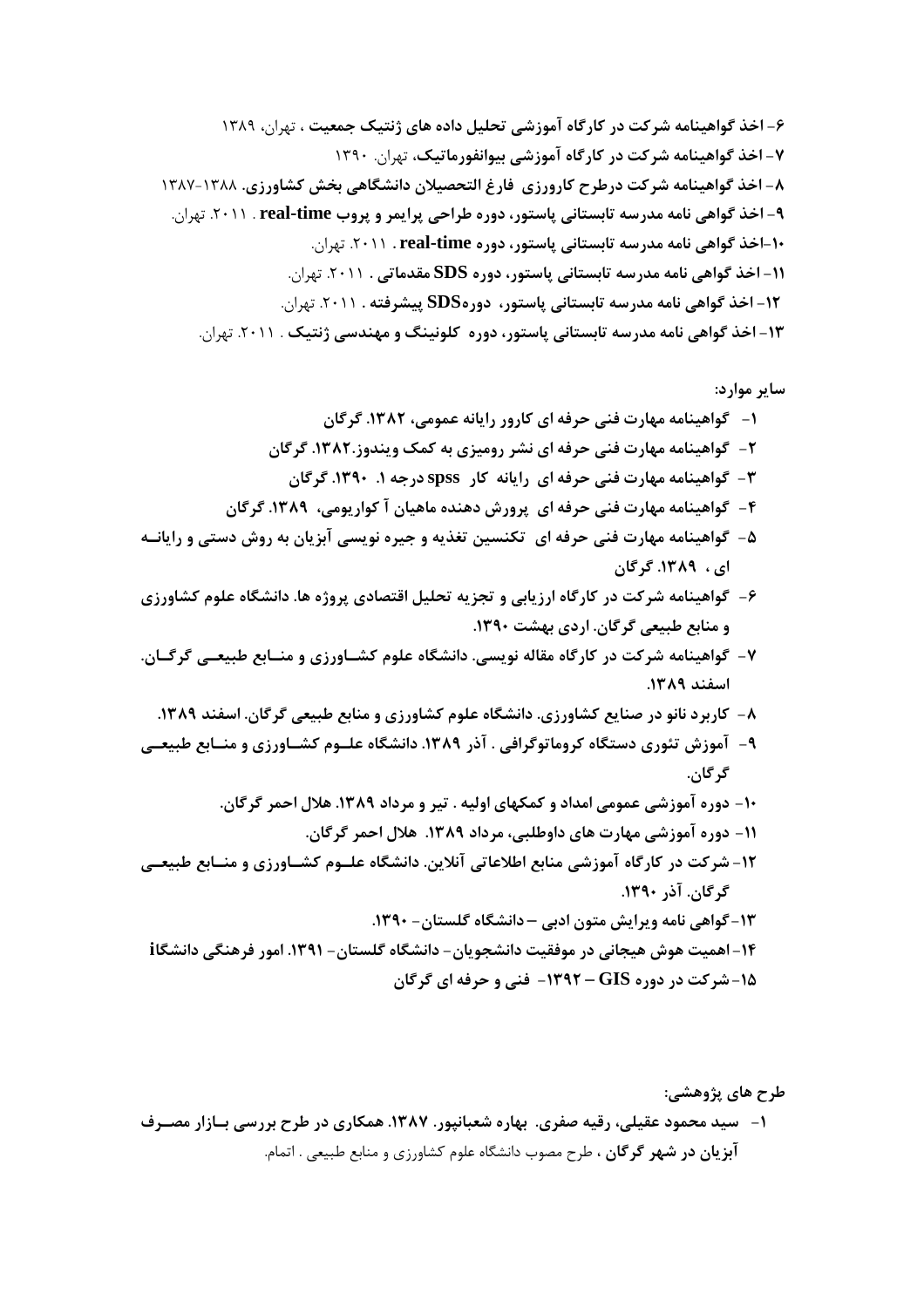**۶- اخذ گواهینامه شرکت در کارگاه آموزشی تحلیل داده های ژنتیک جمعیت** ، تهران، ۱۳۸۹

**۷- اخذ گواهینامه شرکت در کارگاه آموزشی بیوانفورماتیک**، تهران. ۱۳۹۰

**۸- اخذ گواهینامه شرکت درطرح کارورزی فارغ التحصیلان دانشگاهی بخش کشاورزی.** ۱۳۸۸-۱۳۸۷

**۹- اخذ گواهی نامه مدرسه تابستانی پاستور، دوره طراحی پرایمر و پروب real-time** . ۲۰۱۱. تهران.

**۱۰-اخذ گواهی نامه مدرسه تابستانی پاستور، دوره real-time** . ۲۰۱۱. تهران.

**۱۱- اخذ گواهی نامه مدرسه تابستانی پاستور، دوره SDS مقدماتی** . ۲۰۱۱. تهران.

**۱۲- اخذ گواهی نامه مدرسه تابستانی پاستور، دورهSDS پیشرفته** . ۲۰۱۱. تهران.

**۱۳- اخذ گواهی نامه مدرسه تابستانی پاستور، دوره کلونینگ و مهندسی ژنتیک** . ۲۰۱۱. تهران.

**سایر موارد:**

۱- **گواهینامه مهارت فنی حرفه ای کارور رایانه عمومی، ۱۳۸۲. گرگان**
۲- **گواهینامه مهارت فنی حرفه ای نشر رومیزی به کمک ویندوز.۱۳۸۲. گرگان**
۳- **گواهینامه مهارت فنی حرفه ای رایانه کار spss درجه ۱. ۱۳۹۰. گرگان**
۴- **گواهینامه مهارت فنی حرفه ای پرورش دهنده ماهیان آ کواریومی، ۱۳۸۹. گرگان**
۵- **گواهینامه مهارت فنی حرفه ای تکنسین تغذیه و جیره نویسی آبزیان به روش دستی و رایانه ای ، ۱۳۸۹. گرگان**
۶- **گواهینامه شرکت در کارگاه ارزیابی و تجزیه تحلیل اقتصادی پروژه ها. دانشگاه علوم کشاورزی و منابع طبیعی گرگان. اردی بهشت ۱۳۹۰.**
۷- **گواهینامه شرکت در کارگاه مقاله نویسی. دانشگاه علوم کشاورزی و منابع طبیعی گرگان. اسفند ۱۳۸۹.**
۸- **کاربرد نانو در صنایع کشاورزی. دانشگاه علوم کشاورزی و منابع طبیعی گرگان. اسفند ۱۳۸۹.**
۹- **آموزش تئوری دستگاه کروماتوگرافی . آذر ۱۳۸۹. دانشگاه علوم کشاورزی و منابع طبیعی گرگان.**
۱۰- **دوره آموزشی عمومی امداد و کمکهای اولیه . تیر و مرداد ۱۳۸۹. هلال احمر گرگان.**
۱۱- **دوره آموزشی مهارت های داوطلبی، مرداد ۱۳۸۹. هلال احمر گرگان.**
۱۲- **شرکت در کارگاه آموزشی منابع اطلاعاتی آنلاین. دانشگاه علوم کشاورزی و منابع طبیعی گرگان. آذر ۱۳۹۰.**
۱۳- **گواهی نامه ویرایش متون ادبی – دانشگاه گلستان- ۱۳۹۰.**
۱۴- **اهمیت هوش هیجانی در موفقیت دانشجویان- دانشگاه گلستان- ۱۳۹۱. امور فرهنگی دانشگاi**
۱۵- **شرکت در دوره GIS – ۱۳۹۲- فنی و حرفه ای گرگان**

**طرح های پژوهشی:**

۱- **سید محمود عقیلی، رقیه صفری. بهاره شعبانپور. ۱۳۸۷. همکاری در طرح بررسی بازار مصرف آبزیان در شهر گرگان** ، طرح مصوب دانشگاه علوم کشاورزی و منابع طبیعی . اتمام.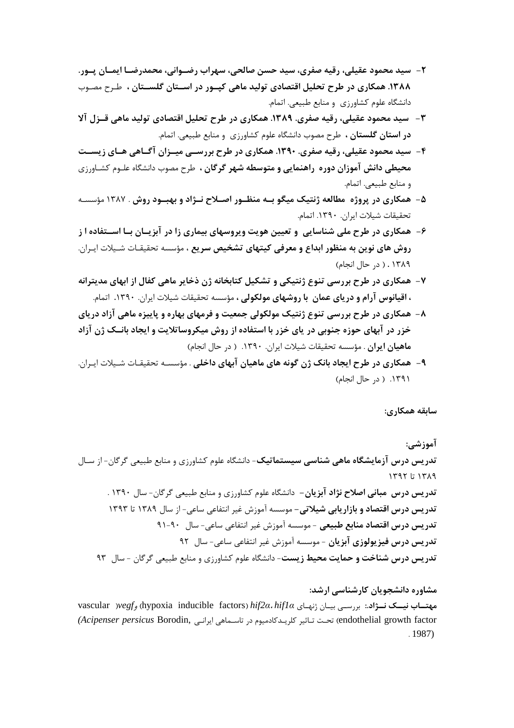۲- **سید محمود عقیلی، رقیه صفری، سید حسن صالحی، سهراب رضوانی، محمدرضا ایمان پور. ۱۳۸۸. همکاری در طرح تحلیل اقتصادی تولید ماهی کپور در استان گلستان ،** طرح مصوب دانشگاه علوم کشاورزی و منابع طبیعی. اتمام.

۳- **سید محمود عقیلی، رقیه صفری. ۱۳۸۹. همکاری در طرح تحلیل اقتصادی تولید ماهی قزل آلا در استان گلستان ،** طرح مصوب دانشگاه علوم کشاورزی و منابع طبیعی. اتمام.

۴- **سید محمود عقیلی، رقیه صفری. ۱۳۹۰. همکاری در طرح بررسی میزان آگاهی های زیست محیطی دانش آموزان دوره راهنمایی و متوسطه شهر گرگان ،** طرح مصوب دانشگاه علوم کشاورزی و منابع طبیعی. اتمام.

۵- **همکاری در پروژه مطالعه ژنتیک میگو به منظور اصلاح نژاد و بهبود روش** . ۱۳۸۷ مؤسسه تحقیقات شیلات ایران. ۱۳۹۰. اتمام.

۶- **همکاری در طرح ملی شناسایی و تعیین هویت ویروسهای بیماری زا در آبزیان با استفاده ا ز روش های نوین به منظور ابداع و معرفی کیتهای تشخیص سریع** ، مؤسسه تحقیقات شیلات ایران. ۱۳۸۹ . ( در حال انجام)

۷- **همکاری در طرح بررسی تنوع ژنتیکی و تشکیل کتابخانه ژن ذخایر ماهی کفال از ابهای مدیترانه ، اقیانوس آرام و دریای عمان با روشهای مولکولی** ، مؤسسه تحقیقات شیلات ایران. ۱۳۹۰. اتمام.

۸- **همکاری در طرح بررسی تنوع ژنتیک مولکولی جمعیت و فرمهای بهاره و پاییزه ماهی آزاد دریای خزر در آبهای حوزه جنوبی در یای خزر با استفاده از روش میکروساتلایت و ایجاد بانک ژن آزاد ماهیان ایران** . مؤسسه تحقیقات شیلات ایران. ۱۳۹۰. ( در حال انجام)

۹- **همکاری در طرح ایجاد بانک ژن گونه های ماهیان آبهای داخلی** . مؤسسه تحقیقات شیلات ایران. ۱۳۹۱. ( در حال انجام)

**سابقه همکاری:**

**آموزشی:**

**تدریس درس آزمایشگاه ماهی شناسی سیستماتیک**- دانشگاه علوم کشاورزی و منابع طبیعی گرگان- از سال ۱۳۸۹ تا ۱۳۹۲

**تدریس درس مبانی اصلاح نژاد آبزیان**- دانشگاه علوم کشاورزی و منابع طبیعی گرگان- سال ۱۳۹۰ .

**تدریس درس اقتصاد و بازاریابی شیلاتی**- موسسه آموزش غیر انتفاعی ساعی- از سال ۱۳۸۹ تا ۱۳۹۳

**تدریس درس اقتصاد منابع طبیعی** - موسسه آموزش غیر انتفاعی ساعی- سال ۹۰-۹۱

**تدریس درس فیزیولوزی آبزیان** - موسسه آموزش غیر انتفاعی ساعی- سال ۹۲

**تدریس درس شناخت و حمایت محیط زیست**- دانشگاه علوم کشاورزی و منابع طبیعی گرگان - سال ۹۳

**مشاوره دانشجویان کارشناسی ارشد:**

**مهتاب نیک نژاد**: بررسی بیان ژنهای *hif1α*، *hif2α* (hypoxia inducible factors) و *vegf* (vascular endothelial growth factor) تحت تاثیر کلریدکادمیوم در تاسماهی ایرانی (*Acipenser persicus* Borodin, 1987).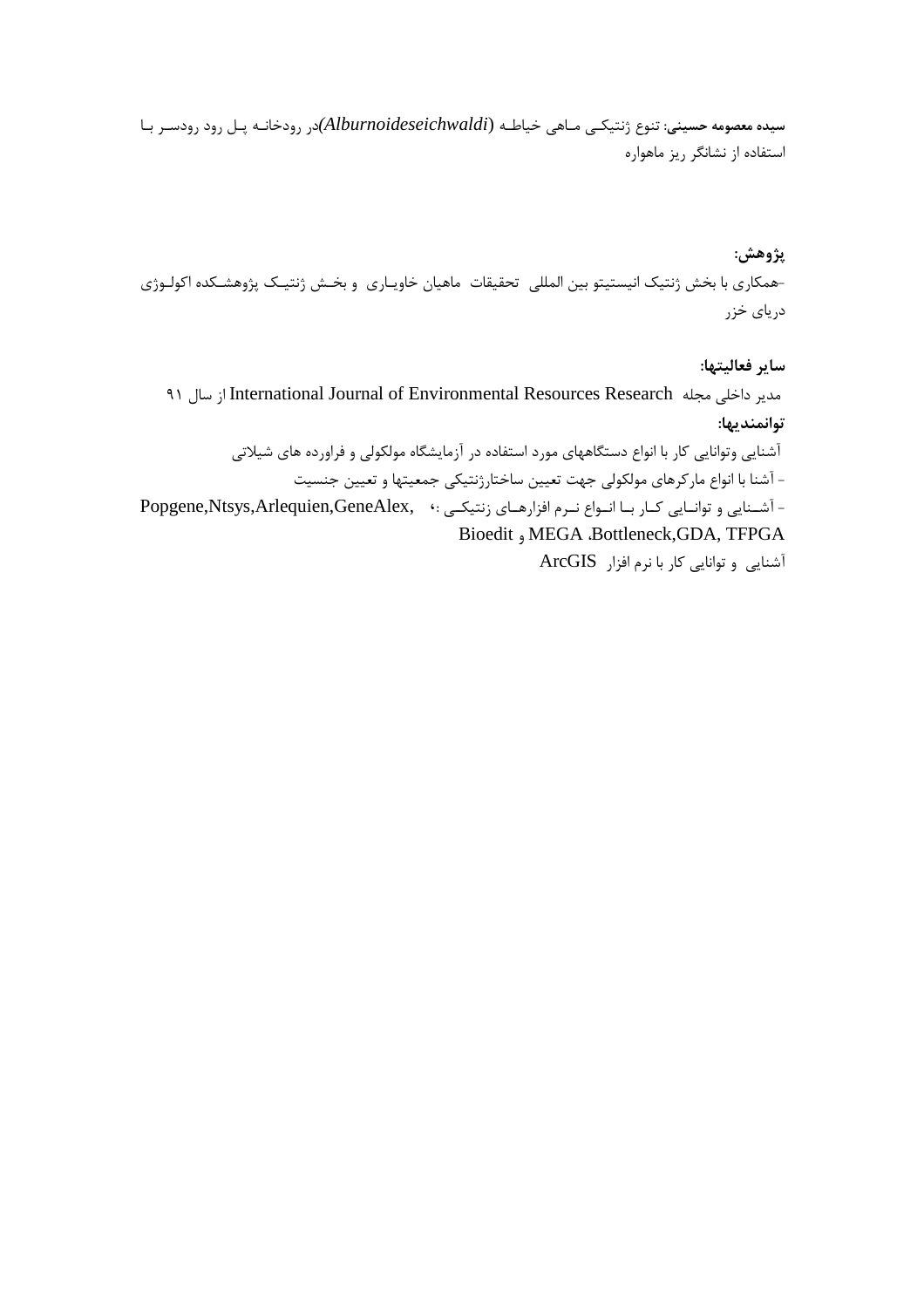**سیده معصومه حسینی**: تنوع ژنتیکی ماهی خیاطه (*Alburnoideseichwaldi*)در رودخانه پل رود رودسر با استفاده از نشانگر ریز ماهواره

**پژوهش:**

-همکاری با بخش ژنتیک انیستیتو بین المللی تحقیقات ماهیان خاویاری و بخش ژنتیک پژوهشکده اکولوژی دریای خزر

**سایر فعالیتها:**

مدیر داخلی مجله International Journal of Environmental Resources Research از سال ۹۱

**توانمندیها:**

آشنایی وتوانایی کار با انواع دستگاههای مورد استفاده در آزمایشگاه مولکولی و فراورده های شیلاتی

- آشنا با انواع مارکرهای مولکولی جهت تعیین ساختارژنتیکی جمعیتها و تعیین جنسیت

- آشنایی و توانایی کار با انواع نرم افزارهای زنتیکی :، Popgene,Ntsys,Arlequien,GeneAlex, Bottleneck,GDA, TFPGA، MEGA و Bioedit

آشنایی و توانایی کار با نرم افزار ArcGIS